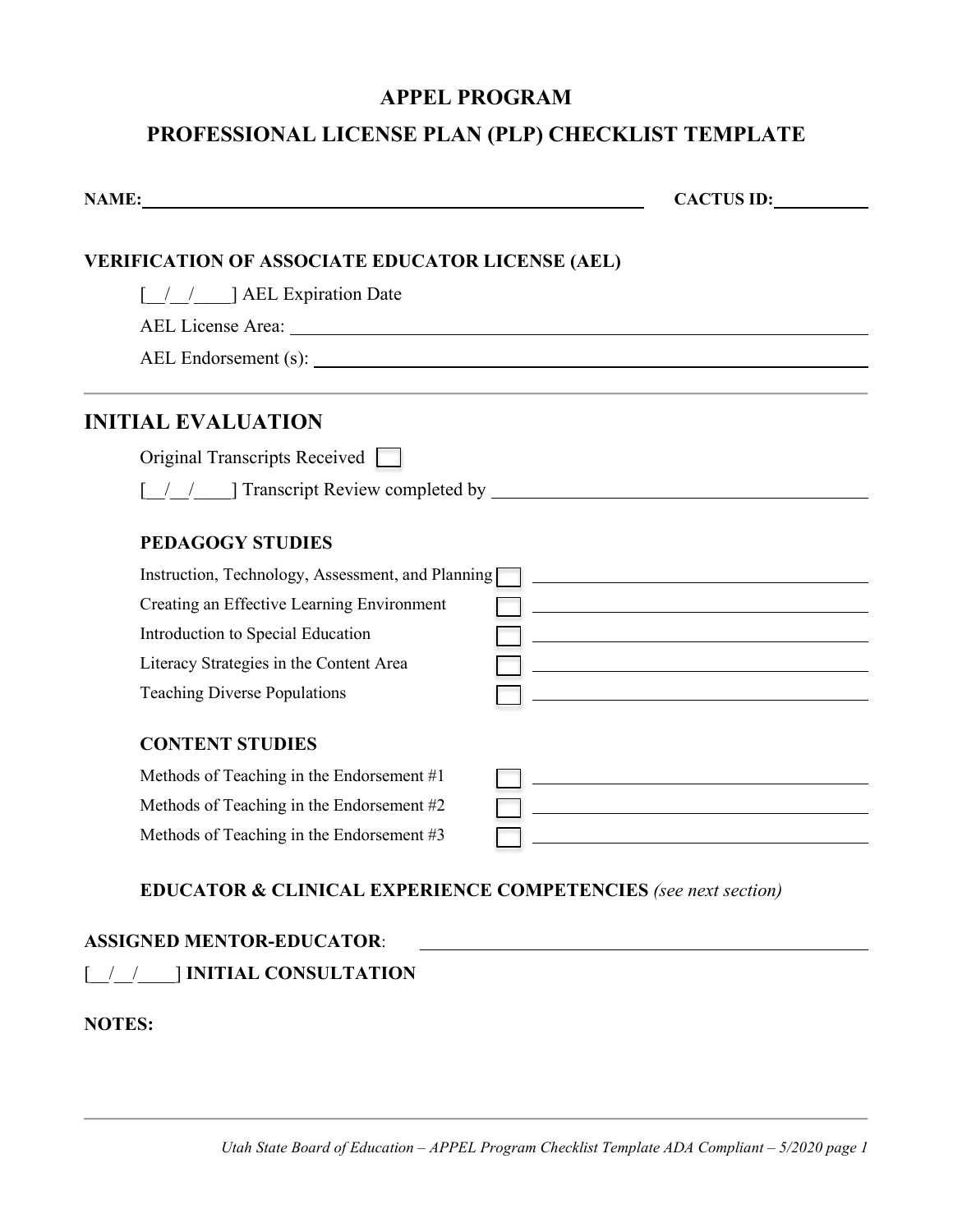# APPEL PROGRAM

# PROFESSIONAL LICENSE PLAN (PLP) CHECKLIST TEMPLATE

**NAME:** ______________________________ **CACTUS ID:** __________

**VERIFICATION OF ASSOCIATE EDUCATOR LICENSE (AEL)**

[__/__/____] AEL Expiration Date

AEL License Area: ______________________________

AEL Endorsement (s): ______________________________

---

## INITIAL EVALUATION

Original Transcripts Received ☐

[__/__/____] Transcript Review completed by ______________________________

### PEDAGOGY STUDIES

- Instruction, Technology, Assessment, and Planning ☐ ______________________________
- Creating an Effective Learning Environment ☐ ______________________________
- Introduction to Special Education ☐ ______________________________
- Literacy Strategies in the Content Area ☐ ______________________________
- Teaching Diverse Populations ☐ ______________________________

### CONTENT STUDIES

- Methods of Teaching in the Endorsement #1 ☐ ______________________________
- Methods of Teaching in the Endorsement #2 ☐ ______________________________
- Methods of Teaching in the Endorsement #3 ☐ ______________________________

### EDUCATOR & CLINICAL EXPERIENCE COMPETENCIES *(see next section)*

**ASSIGNED MENTOR-EDUCATOR**: ______________________________

[__/__/____] **INITIAL CONSULTATION**

**NOTES:**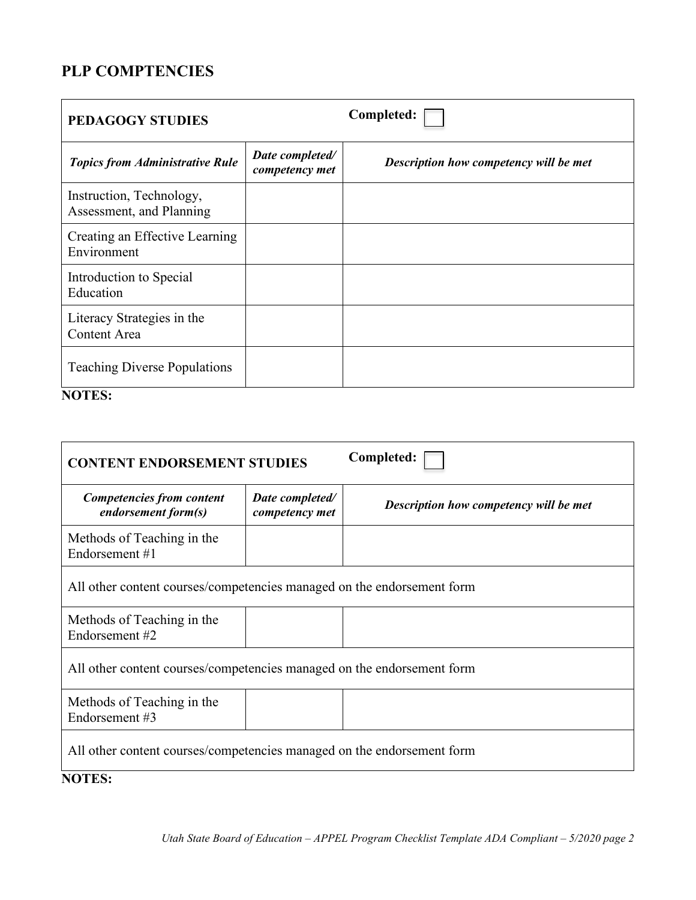## PLP COMPTENCIES

| PEDAGOGY STUDIES | | Completed: ☐ |
|---|---|---|
| ***Topics from Administrative Rule*** | ***Date completed/ competency met*** | ***Description how competency will be met*** |
| Instruction, Technology, Assessment, and Planning | | |
| Creating an Effective Learning Environment | | |
| Introduction to Special Education | | |
| Literacy Strategies in the Content Area | | |
| Teaching Diverse Populations | | |

**NOTES:**

| CONTENT ENDORSEMENT STUDIES | | Completed: ☐ |
|---|---|---|
| ***Competencies from content endorsement form(s)*** | ***Date completed/ competency met*** | ***Description how competency will be met*** |
| Methods of Teaching in the Endorsement #1 | | |
| All other content courses/competencies managed on the endorsement form | | |
| Methods of Teaching in the Endorsement #2 | | |
| All other content courses/competencies managed on the endorsement form | | |
| Methods of Teaching in the Endorsement #3 | | |
| All other content courses/competencies managed on the endorsement form | | |

**NOTES:**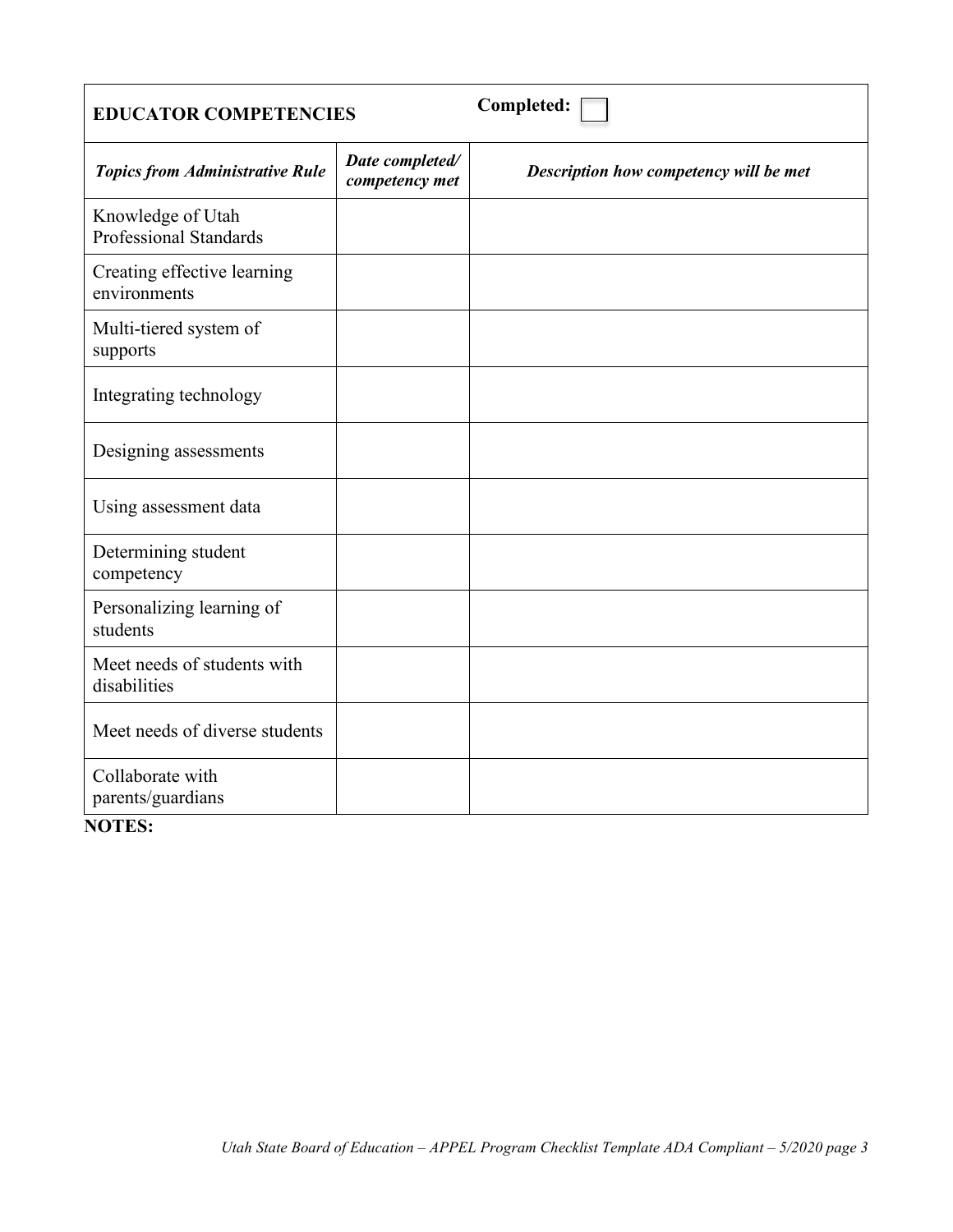| **EDUCATOR COMPETENCIES** | | **Completed:** ☐ |
|---|---|---|
| ***Topics from Administrative Rule*** | ***Date completed/ competency met*** | ***Description how competency will be met*** |
| Knowledge of Utah Professional Standards | | |
| Creating effective learning environments | | |
| Multi-tiered system of supports | | |
| Integrating technology | | |
| Designing assessments | | |
| Using assessment data | | |
| Determining student competency | | |
| Personalizing learning of students | | |
| Meet needs of students with disabilities | | |
| Meet needs of diverse students | | |
| Collaborate with parents/guardians | | |

**NOTES:**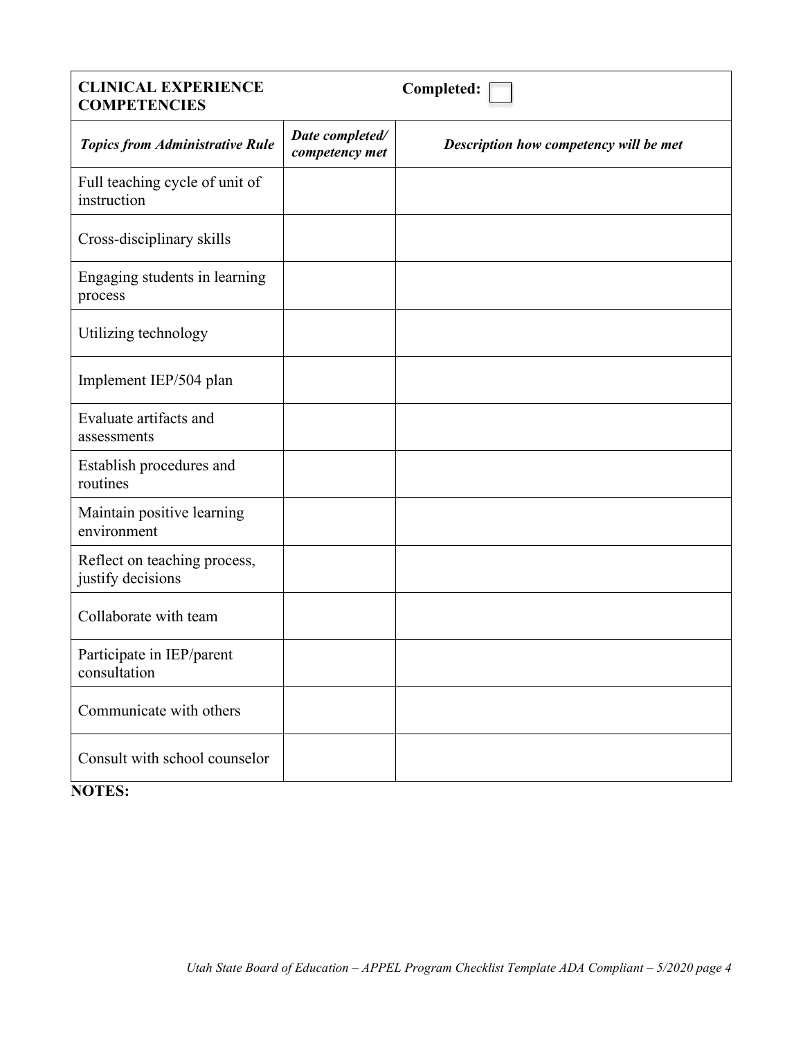| **CLINICAL EXPERIENCE COMPETENCIES** | | **Completed:** ☐ |
|---|---|---|
| ***Topics from Administrative Rule*** | ***Date completed/ competency met*** | ***Description how competency will be met*** |
| Full teaching cycle of unit of instruction | | |
| Cross-disciplinary skills | | |
| Engaging students in learning process | | |
| Utilizing technology | | |
| Implement IEP/504 plan | | |
| Evaluate artifacts and assessments | | |
| Establish procedures and routines | | |
| Maintain positive learning environment | | |
| Reflect on teaching process, justify decisions | | |
| Collaborate with team | | |
| Participate in IEP/parent consultation | | |
| Communicate with others | | |
| Consult with school counselor | | |

**NOTES:**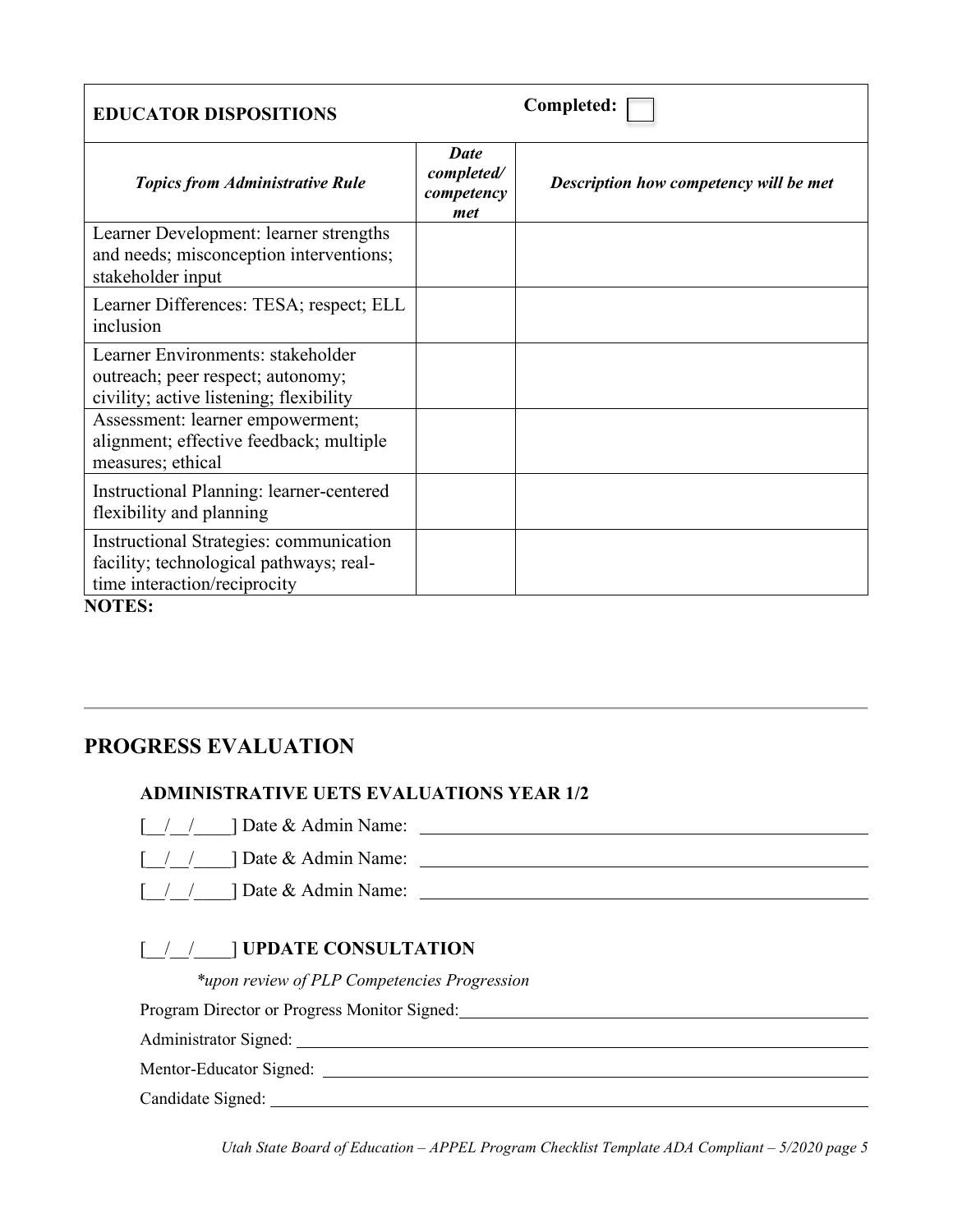| EDUCATOR DISPOSITIONS | | Completed: ☐ |
|---|---|---|
| ***Topics from Administrative Rule*** | ***Date completed/ competency met*** | ***Description how competency will be met*** |
| Learner Development: learner strengths and needs; misconception interventions; stakeholder input | | |
| Learner Differences: TESA; respect; ELL inclusion | | |
| Learner Environments: stakeholder outreach; peer respect; autonomy; civility; active listening; flexibility | | |
| Assessment: learner empowerment; alignment; effective feedback; multiple measures; ethical | | |
| Instructional Planning: learner-centered flexibility and planning | | |
| Instructional Strategies: communication facility; technological pathways; real-time interaction/reciprocity | | |

**NOTES:**

---

## PROGRESS EVALUATION

### ADMINISTRATIVE UETS EVALUATIONS YEAR 1/2

[__/__/____] Date & Admin Name: ______________________________

[__/__/____] Date & Admin Name: ______________________________

[__/__/____] Date & Admin Name: ______________________________

### [__/__/____] UPDATE CONSULTATION

*\*upon review of PLP Competencies Progression*

Program Director or Progress Monitor Signed: ______________________________

Administrator Signed: ______________________________

Mentor-Educator Signed: ______________________________

Candidate Signed: ______________________________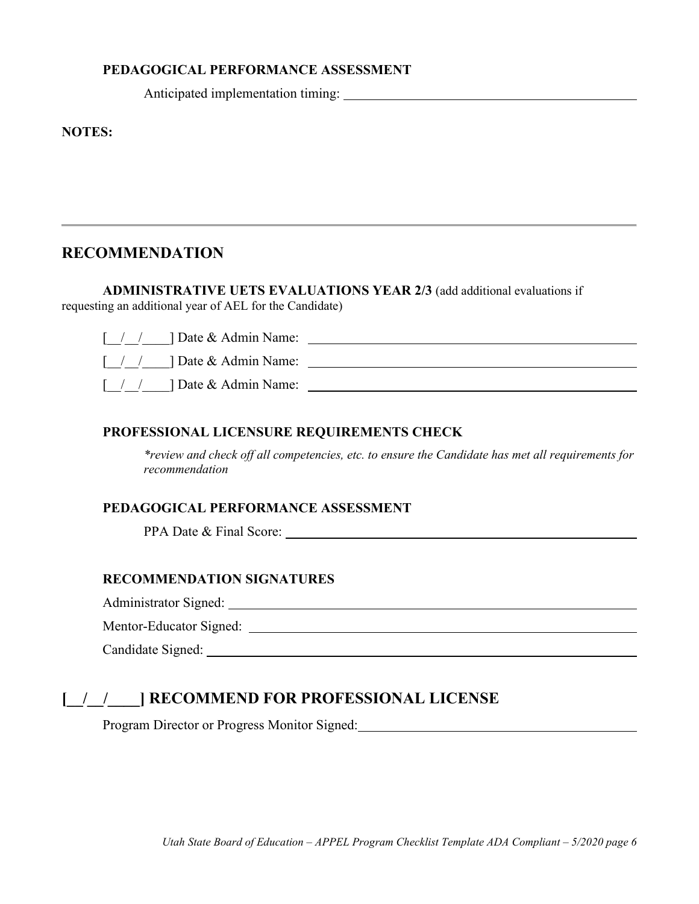**PEDAGOGICAL PERFORMANCE ASSESSMENT**

Anticipated implementation timing: ______________________________

**NOTES:**

---

## RECOMMENDATION

**ADMINISTRATIVE UETS EVALUATIONS YEAR 2/3** (add additional evaluations if requesting an additional year of AEL for the Candidate)

[__/__/____] Date & Admin Name: ______________________________

[__/__/____] Date & Admin Name: ______________________________

[__/__/____] Date & Admin Name: ______________________________

**PROFESSIONAL LICENSURE REQUIREMENTS CHECK**

*\*review and check off all competencies, etc. to ensure the Candidate has met all requirements for recommendation*

**PEDAGOGICAL PERFORMANCE ASSESSMENT**

PPA Date & Final Score: ______________________________

**RECOMMENDATION SIGNATURES**

Administrator Signed: ______________________________

Mentor-Educator Signed: ______________________________

Candidate Signed: ______________________________

## [__/__/____] RECOMMEND FOR PROFESSIONAL LICENSE

Program Director or Progress Monitor Signed: ______________________________